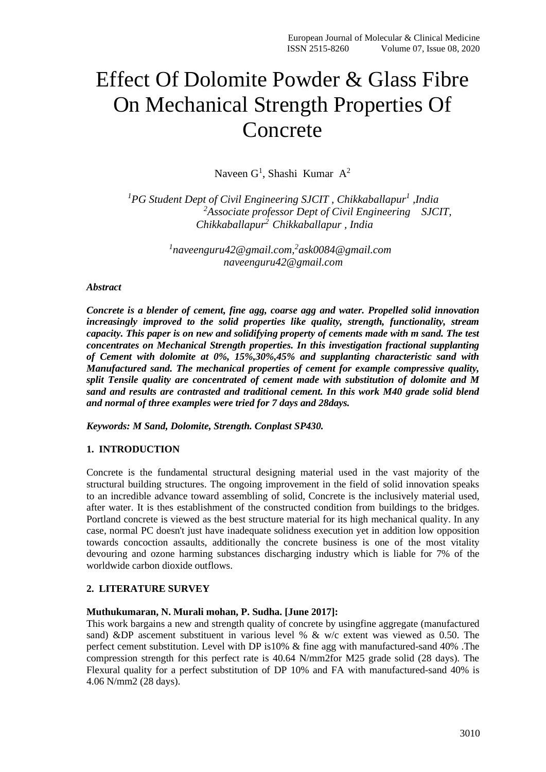# Effect Of Dolomite Powder & Glass Fibre On Mechanical Strength Properties Of Concrete

Naveen G[1], Shashi Kumar A[2]

*[1]PG Student Dept of Civil Engineering SJCIT , Chikkaballapur[1] ,India*
*[2]Associate professor Dept of Civil Engineering SJCIT, Chikkaballapur[2] Chikkaballapur , India*

*[1]naveenguru42@gmail.com,[2]ask0084@gmail.com*
*naveenguru42@gmail.com*

***Abstract***

***Concrete is a blender of cement, fine agg, coarse agg and water. Propelled solid innovation increasingly improved to the solid properties like quality, strength, functionality, stream capacity. This paper is on new and solidifying property of cements made with m sand. The test concentrates on Mechanical Strength properties. In this investigation fractional supplanting of Cement with dolomite at 0%, 15%,30%,45% and supplanting characteristic sand with Manufactured sand. The mechanical properties of cement for example compressive quality, split Tensile quality are concentrated of cement made with substitution of dolomite and M sand and results are contrasted and traditional cement. In this work M40 grade solid blend and normal of three examples were tried for 7 days and 28days.***

***Keywords: M Sand, Dolomite, Strength. Conplast SP430.***

## 1. INTRODUCTION

Concrete is the fundamental structural designing material used in the vast majority of the structural building structures. The ongoing improvement in the field of solid innovation speaks to an incredible advance toward assembling of solid, Concrete is the inclusively material used, after water. It is thes establishment of the constructed condition from buildings to the bridges. Portland concrete is viewed as the best structure material for its high mechanical quality. In any case, normal PC doesn't just have inadequate solidness execution yet in addition low opposition towards concoction assaults, additionally the concrete business is one of the most vitality devouring and ozone harming substances discharging industry which is liable for 7% of the worldwide carbon dioxide outflows.

## 2. LITERATURE SURVEY

**Muthukumaran, N. Murali mohan, P. Sudha. [June 2017]:**

This work bargains a new and strength quality of concrete by usingfine aggregate (manufactured sand) &DP ascement substituent in various level % & w/c extent was viewed as 0.50. The perfect cement substitution. Level with DP is10% & fine agg with manufactured-sand 40% .The compression strength for this perfect rate is 40.64 N/mm2for M25 grade solid (28 days). The Flexural quality for a perfect substitution of DP 10% and FA with manufactured-sand 40% is 4.06 N/mm2 (28 days).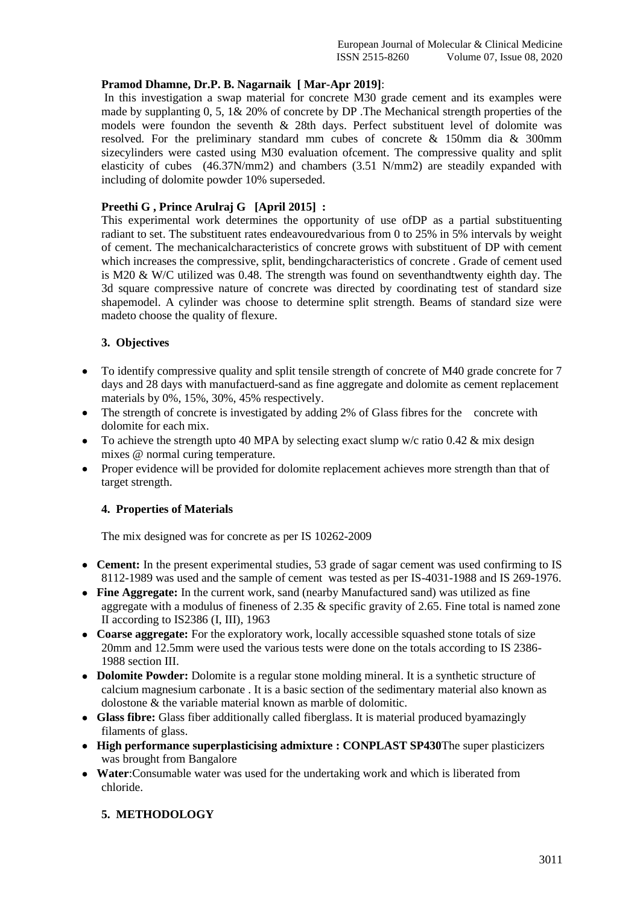**Pramod Dhamne, Dr.P. B. Nagarnaik [ Mar-Apr 2019]**:

In this investigation a swap material for concrete M30 grade cement and its examples were made by supplanting 0, 5, 1& 20% of concrete by DP .The Mechanical strength properties of the models were foundon the seventh & 28th days. Perfect substituent level of dolomite was resolved. For the preliminary standard mm cubes of concrete & 150mm dia & 300mm sizecylinders were casted using M30 evaluation ofcement. The compressive quality and split elasticity of cubes (46.37N/mm2) and chambers (3.51 N/mm2) are steadily expanded with including of dolomite powder 10% superseded.

**Preethi G , Prince Arulraj G [April 2015] :**

This experimental work determines the opportunity of use ofDP as a partial substituenting radiant to set. The substituent rates endeavouredvarious from 0 to 25% in 5% intervals by weight of cement. The mechanicalcharacteristics of concrete grows with substituent of DP with cement which increases the compressive, split, bendingcharacteristics of concrete . Grade of cement used is M20 & W/C utilized was 0.48. The strength was found on seventhandtwenty eighth day. The 3d square compressive nature of concrete was directed by coordinating test of standard size shapemodel. A cylinder was choose to determine split strength. Beams of standard size were madeto choose the quality of flexure.

## 3. Objectives

- To identify compressive quality and split tensile strength of concrete of M40 grade concrete for 7 days and 28 days with manufactuerd-sand as fine aggregate and dolomite as cement replacement materials by 0%, 15%, 30%, 45% respectively.
- The strength of concrete is investigated by adding 2% of Glass fibres for the concrete with dolomite for each mix.
- To achieve the strength upto 40 MPA by selecting exact slump w/c ratio 0.42 & mix design mixes @ normal curing temperature.
- Proper evidence will be provided for dolomite replacement achieves more strength than that of target strength.

## 4. Properties of Materials

The mix designed was for concrete as per IS 10262-2009

- **Cement:** In the present experimental studies, 53 grade of sagar cement was used confirming to IS 8112-1989 was used and the sample of cement was tested as per IS-4031-1988 and IS 269-1976.
- **Fine Aggregate:** In the current work, sand (nearby Manufactured sand) was utilized as fine aggregate with a modulus of fineness of 2.35 & specific gravity of 2.65. Fine total is named zone II according to IS2386 (I, III), 1963
- **Coarse aggregate:** For the exploratory work, locally accessible squashed stone totals of size 20mm and 12.5mm were used the various tests were done on the totals according to IS 2386-1988 section III.
- **Dolomite Powder:** Dolomite is a regular stone molding mineral. It is a synthetic structure of calcium magnesium carbonate . It is a basic section of the sedimentary material also known as dolostone & the variable material known as marble of dolomitic.
- **Glass fibre:** Glass fiber additionally called fiberglass. It is material produced byamazingly filaments of glass.
- **High performance superplasticising admixture : CONPLAST SP430**The super plasticizers was brought from Bangalore
- **Water**:Consumable water was used for the undertaking work and which is liberated from chloride.

## 5. METHODOLOGY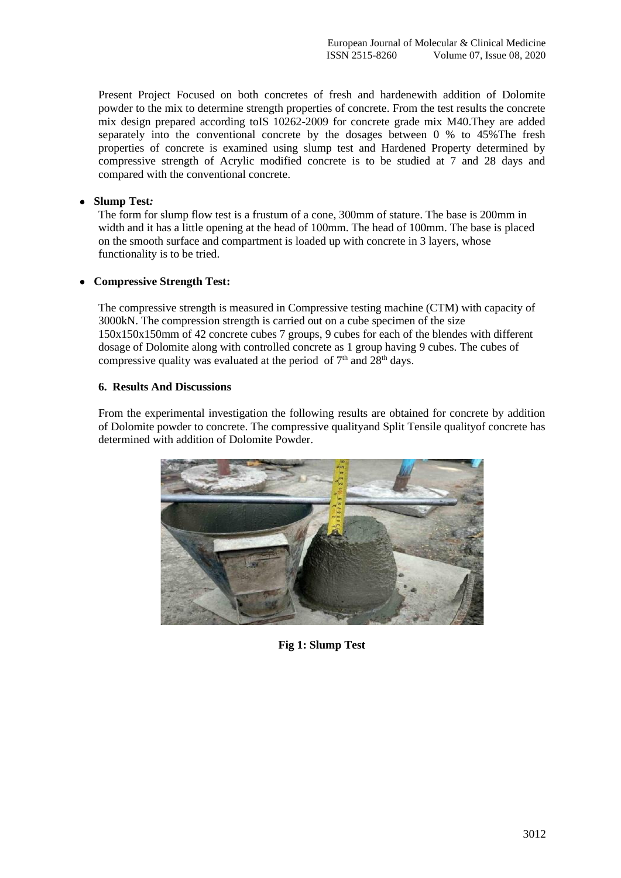Present Project Focused on both concretes of fresh and hardenewith addition of Dolomite powder to the mix to determine strength properties of concrete. From the test results the concrete mix design prepared according toIS 10262-2009 for concrete grade mix M40.They are added separately into the conventional concrete by the dosages between 0 % to 45%The fresh properties of concrete is examined using slump test and Hardened Property determined by compressive strength of Acrylic modified concrete is to be studied at 7 and 28 days and compared with the conventional concrete.

- **Slump Test*:***

  The form for slump flow test is a frustum of a cone, 300mm of stature. The base is 200mm in width and it has a little opening at the head of 100mm. The head of 100mm. The base is placed on the smooth surface and compartment is loaded up with concrete in 3 layers, whose functionality is to be tried.

- **Compressive Strength Test:**

  The compressive strength is measured in Compressive testing machine (CTM) with capacity of 3000kN. The compression strength is carried out on a cube specimen of the size 150x150x150mm of 42 concrete cubes 7 groups, 9 cubes for each of the blendes with different dosage of Dolomite along with controlled concrete as 1 group having 9 cubes. The cubes of compressive quality was evaluated at the period of 7th and 28th days.

**6. Results And Discussions**

From the experimental investigation the following results are obtained for concrete by addition of Dolomite powder to concrete. The compressive qualityand Split Tensile qualityof concrete has determined with addition of Dolomite Powder.

**Fig 1: Slump Test**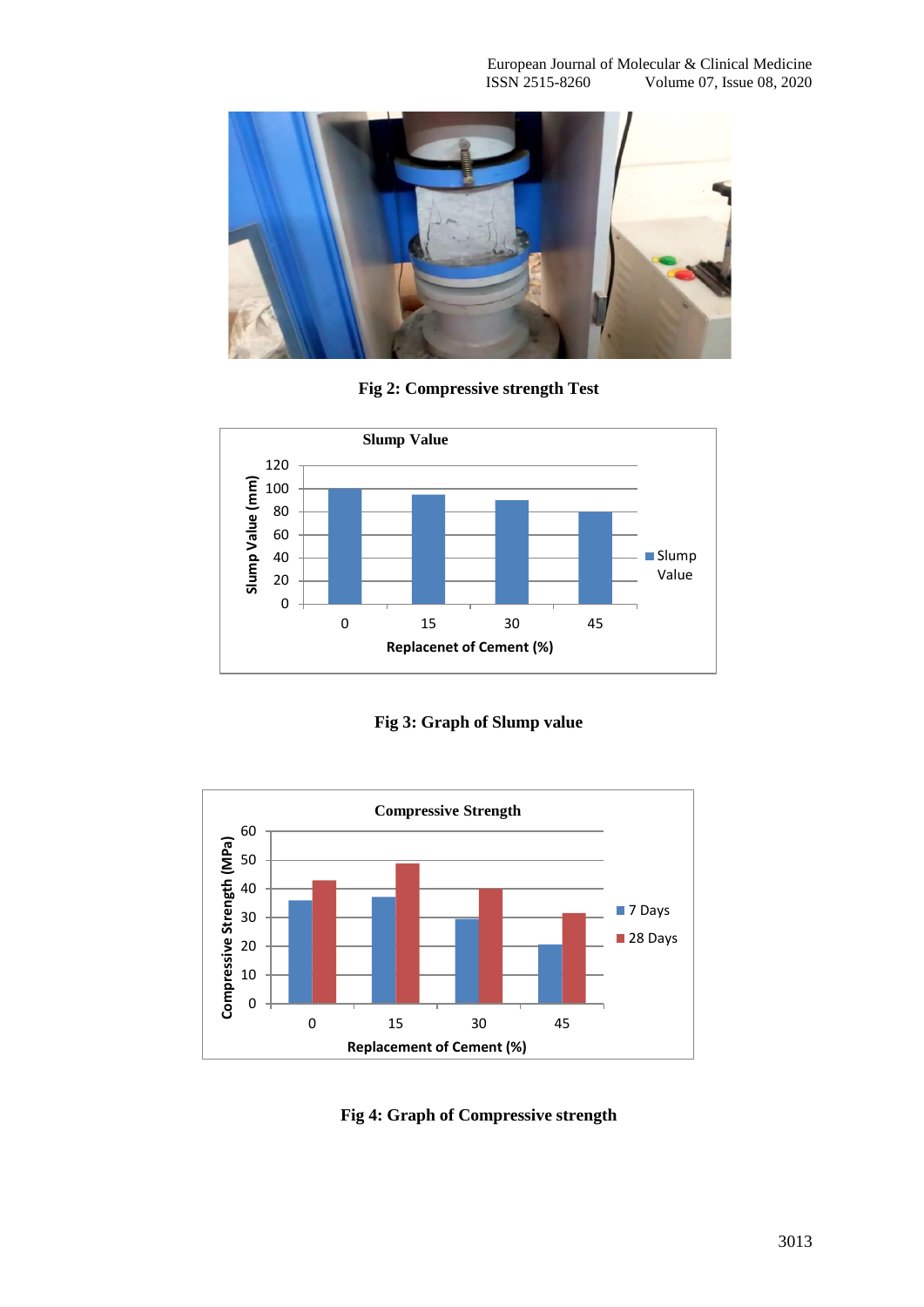Fig 2: Compressive strength Test

Fig 3: Graph of Slump value

Fig 4: Graph of Compressive strength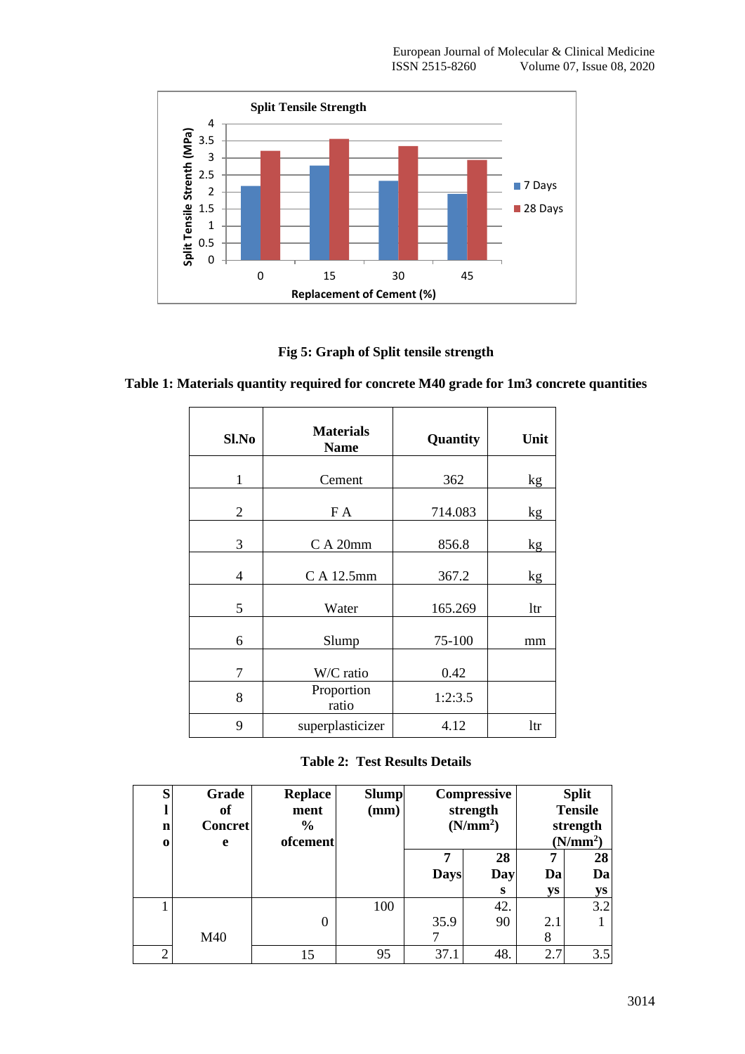Fig 5: Graph of Split tensile strength

**Table 1: Materials quantity required for concrete M40 grade for 1m3 concrete quantities**

| Sl.No | Materials Name | Quantity | Unit |
|---|---|---|---|
| 1 | Cement | 362 | kg |
| 2 | F A | 714.083 | kg |
| 3 | C A 20mm | 856.8 | kg |
| 4 | C A 12.5mm | 367.2 | kg |
| 5 | Water | 165.269 | ltr |
| 6 | Slump | 75-100 | mm |
| 7 | W/C ratio | 0.42 | |
| 8 | Proportion ratio | 1:2:3.5 | |
| 9 | superplasticizer | 4.12 | ltr |

**Table 2: Test Results Details**

| Sl no | Grade of Concrete | Replacement % of cement | Slump (mm) | Compressive strength ($N/mm^2$) | | Split Tensile strength ($N/mm^2$) | |
|---|---|---|---|---|---|---|---|
| | | | | 7 Days | 28 Days | 7 Days | 28 Days |
| 1 | M40 | 0 | 100 | 35.97 | 42.90 | 2.18 | 3.21 |
| 2 | | 15 | 95 | 37.1 | 48. | 2.7 | 3.5 |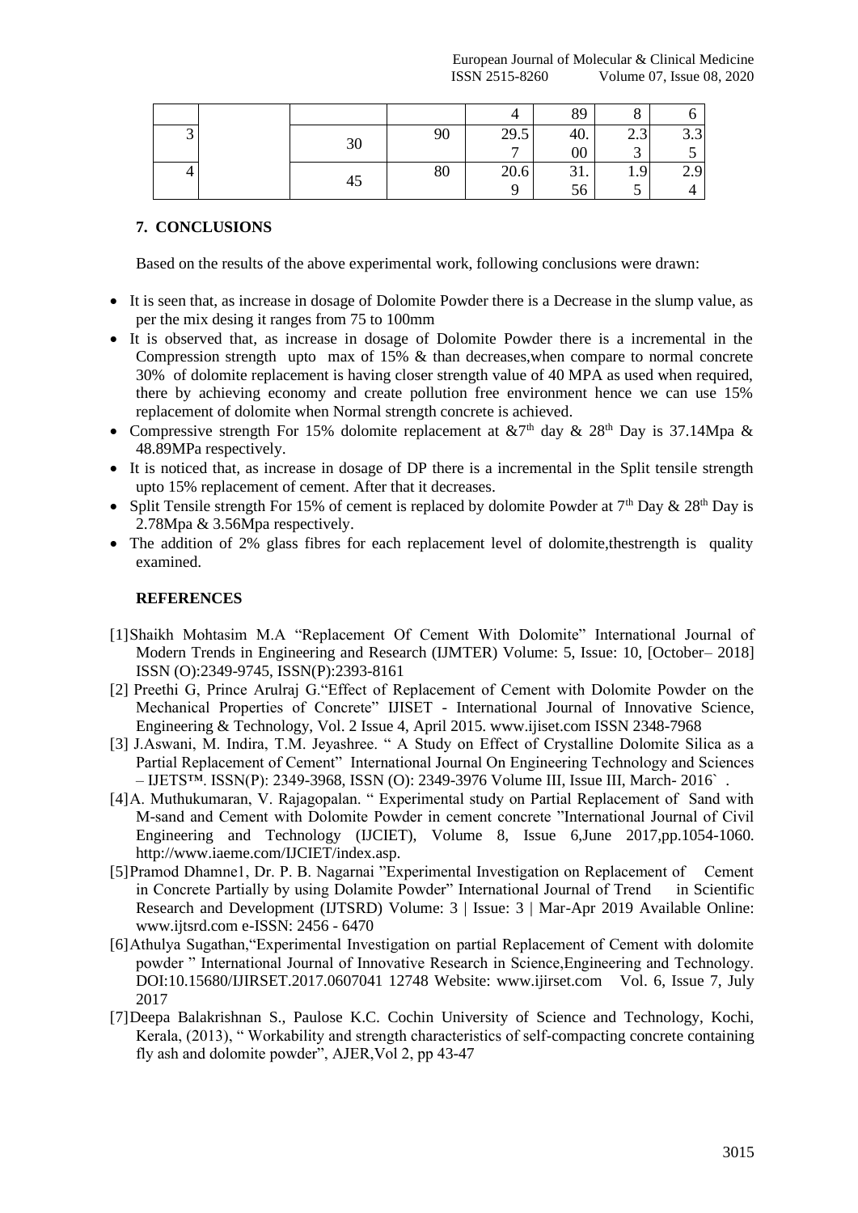|  |  |  |  | 4 | 89 | 8 | 6 |
|---|---|---|---|---|---|---|---|
| 3 |  | 30 | 90 | 29.57 | 40.00 | 2.33 | 3.35 |
| 4 |  | 45 | 80 | 20.69 | 31.56 | 1.95 | 2.94 |

## 7. CONCLUSIONS

Based on the results of the above experimental work, following conclusions were drawn:

- It is seen that, as increase in dosage of Dolomite Powder there is a Decrease in the slump value, as per the mix desing it ranges from 75 to 100mm
- It is observed that, as increase in dosage of Dolomite Powder there is a incremental in the Compression strength upto max of 15% & than decreases,when compare to normal concrete 30% of dolomite replacement is having closer strength value of 40 MPA as used when required, there by achieving economy and create pollution free environment hence we can use 15% replacement of dolomite when Normal strength concrete is achieved.
- Compressive strength For 15% dolomite replacement at &7th day & 28th Day is 37.14Mpa & 48.89MPa respectively.
- It is noticed that, as increase in dosage of DP there is a incremental in the Split tensile strength upto 15% replacement of cement. After that it decreases.
- Split Tensile strength For 15% of cement is replaced by dolomite Powder at 7th Day & 28th Day is 2.78Mpa & 3.56Mpa respectively.
- The addition of 2% glass fibres for each replacement level of dolomite,thestrength is quality examined.

## REFERENCES

[1] Shaikh Mohtasim M.A "Replacement Of Cement With Dolomite" International Journal of Modern Trends in Engineering and Research (IJMTER) Volume: 5, Issue: 10, [October– 2018] ISSN (O):2349-9745, ISSN(P):2393-8161

[2] Preethi G, Prince Arulraj G."Effect of Replacement of Cement with Dolomite Powder on the Mechanical Properties of Concrete" IJISET - International Journal of Innovative Science, Engineering & Technology, Vol. 2 Issue 4, April 2015. www.ijiset.com ISSN 2348-7968

[3] J.Aswani, M. Indira, T.M. Jeyashree. " A Study on Effect of Crystalline Dolomite Silica as a Partial Replacement of Cement" International Journal On Engineering Technology and Sciences – IJETS™. ISSN(P): 2349-3968, ISSN (O): 2349-3976 Volume III, Issue III, March- 2016` .

[4] A. Muthukumaran, V. Rajagopalan. " Experimental study on Partial Replacement of Sand with M-sand and Cement with Dolomite Powder in cement concrete "International Journal of Civil Engineering and Technology (IJCIET), Volume 8, Issue 6,June 2017,pp.1054-1060. http://www.iaeme.com/IJCIET/index.asp.

[5] Pramod Dhamne1, Dr. P. B. Nagarnai "Experimental Investigation on Replacement of Cement in Concrete Partially by using Dolamite Powder" International Journal of Trend in Scientific Research and Development (IJTSRD) Volume: 3 | Issue: 3 | Mar-Apr 2019 Available Online: www.ijtsrd.com e-ISSN: 2456 - 6470

[6] Athulya Sugathan,"Experimental Investigation on partial Replacement of Cement with dolomite powder " International Journal of Innovative Research in Science,Engineering and Technology. DOI:10.15680/IJIRSET.2017.0607041 12748 Website: www.ijirset.com Vol. 6, Issue 7, July 2017

[7] Deepa Balakrishnan S., Paulose K.C. Cochin University of Science and Technology, Kochi, Kerala, (2013), " Workability and strength characteristics of self-compacting concrete containing fly ash and dolomite powder", AJER,Vol 2, pp 43-47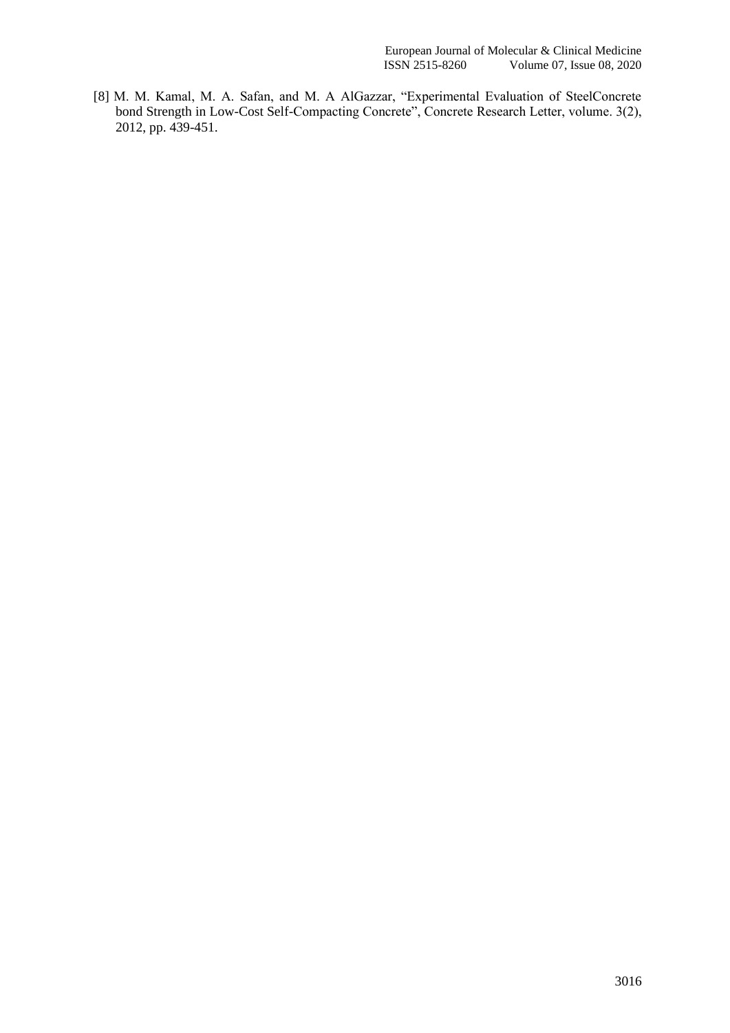[8] M. M. Kamal, M. A. Safan, and M. A AlGazzar, "Experimental Evaluation of SteelConcrete bond Strength in Low-Cost Self-Compacting Concrete", Concrete Research Letter, volume. 3(2), 2012, pp. 439-451.